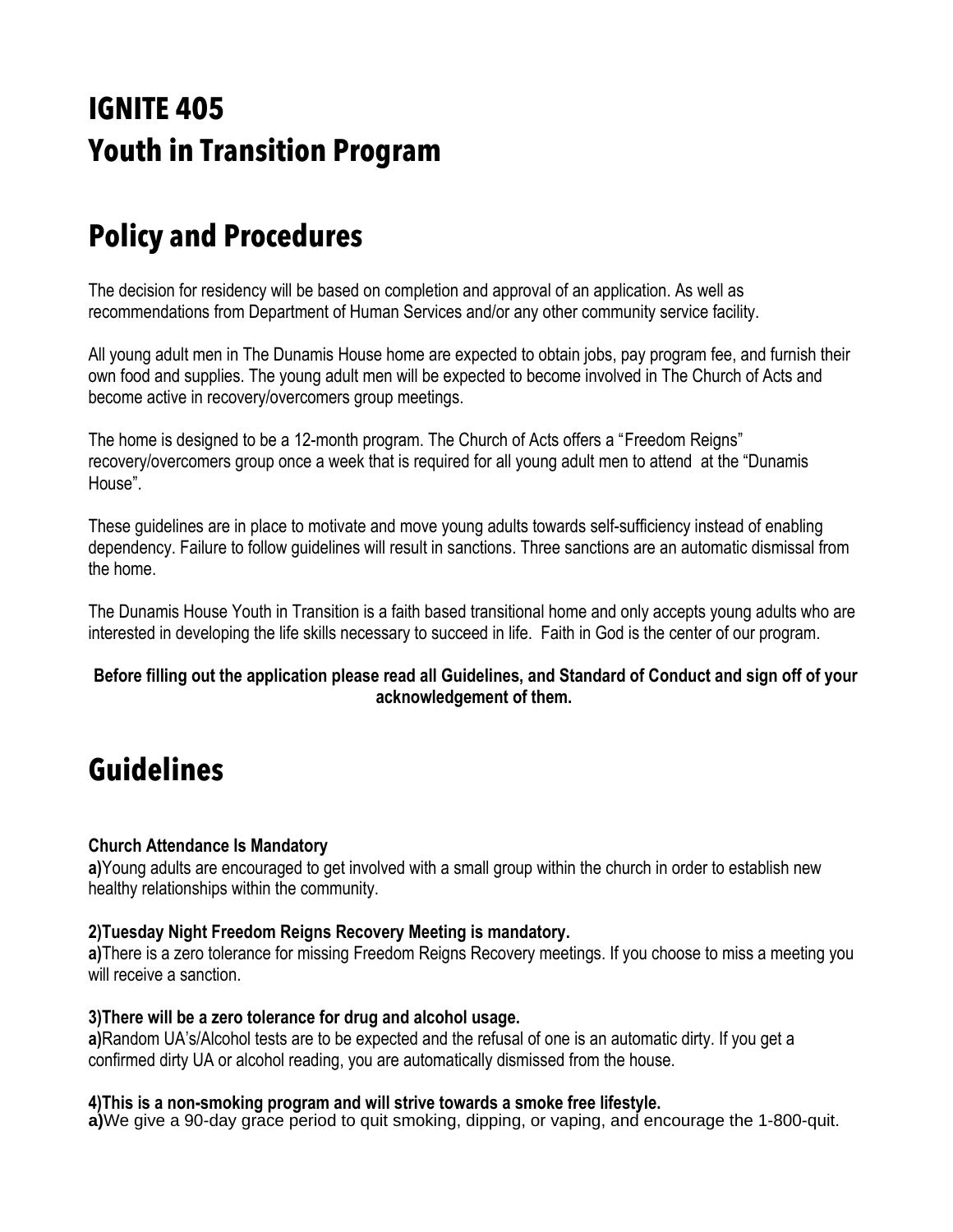# IGNITE 405
# Youth in Transition Program

# Policy and Procedures

The decision for residency will be based on completion and approval of an application. As well as recommendations from Department of Human Services and/or any other community service facility.

All young adult men in The Dunamis House home are expected to obtain jobs, pay program fee, and furnish their own food and supplies. The young adult men will be expected to become involved in The Church of Acts and become active in recovery/overcomers group meetings.

The home is designed to be a 12-month program. The Church of Acts offers a "Freedom Reigns" recovery/overcomers group once a week that is required for all young adult men to attend at the "Dunamis House".

These guidelines are in place to motivate and move young adults towards self-sufficiency instead of enabling dependency. Failure to follow guidelines will result in sanctions. Three sanctions are an automatic dismissal from the home.

The Dunamis House Youth in Transition is a faith based transitional home and only accepts young adults who are interested in developing the life skills necessary to succeed in life. Faith in God is the center of our program.

**Before filling out the application please read all Guidelines, and Standard of Conduct and sign off of your acknowledgement of them.**

# Guidelines

**Church Attendance Is Mandatory**
**a)**Young adults are encouraged to get involved with a small group within the church in order to establish new healthy relationships within the community.

**2)Tuesday Night Freedom Reigns Recovery Meeting is mandatory.**
**a)**There is a zero tolerance for missing Freedom Reigns Recovery meetings. If you choose to miss a meeting you will receive a sanction.

**3)There will be a zero tolerance for drug and alcohol usage.**
**a)**Random UA's/Alcohol tests are to be expected and the refusal of one is an automatic dirty. If you get a confirmed dirty UA or alcohol reading, you are automatically dismissed from the house.

**4)This is a non-smoking program and will strive towards a smoke free lifestyle.**
**a)**We give a 90-day grace period to quit smoking, dipping, or vaping, and encourage the 1-800-quit.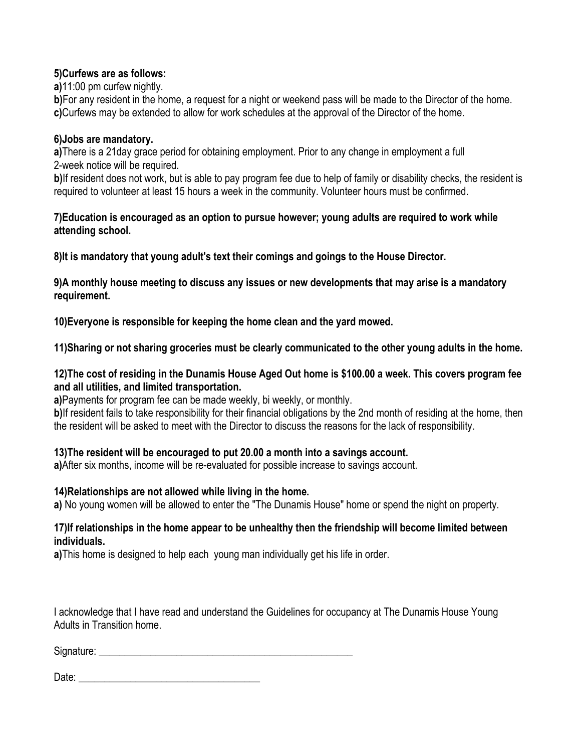**5)Curfews are as follows:**
**a)**11:00 pm curfew nightly.
**b)**For any resident in the home, a request for a night or weekend pass will be made to the Director of the home.
**c)**Curfews may be extended to allow for work schedules at the approval of the Director of the home.

**6)Jobs are mandatory.**
**a)**There is a 21day grace period for obtaining employment. Prior to any change in employment a full 2-week notice will be required.
**b)**If resident does not work, but is able to pay program fee due to help of family or disability checks, the resident is required to volunteer at least 15 hours a week in the community. Volunteer hours must be confirmed.

**7)Education is encouraged as an option to pursue however; young adults are required to work while attending school.**

**8)It is mandatory that young adult's text their comings and goings to the House Director.**

**9)A monthly house meeting to discuss any issues or new developments that may arise is a mandatory requirement.**

**10)Everyone is responsible for keeping the home clean and the yard mowed.**

**11)Sharing or not sharing groceries must be clearly communicated to the other young adults in the home.**

**12)The cost of residing in the Dunamis House Aged Out home is $100.00 a week. This covers program fee and all utilities, and limited transportation.**
**a)**Payments for program fee can be made weekly, bi weekly, or monthly.
**b)**If resident fails to take responsibility for their financial obligations by the 2nd month of residing at the home, then the resident will be asked to meet with the Director to discuss the reasons for the lack of responsibility.

**13)The resident will be encouraged to put 20.00 a month into a savings account.**
**a)**After six months, income will be re-evaluated for possible increase to savings account.

**14)Relationships are not allowed while living in the home.**
**a)** No young women will be allowed to enter the "The Dunamis House" home or spend the night on property.

**17)If relationships in the home appear to be unhealthy then the friendship will become limited between individuals.**
**a)**This home is designed to help each young man individually get his life in order.

I acknowledge that I have read and understand the Guidelines for occupancy at The Dunamis House Young Adults in Transition home.

Signature: ____________________________________________________

Date: ____________________________________